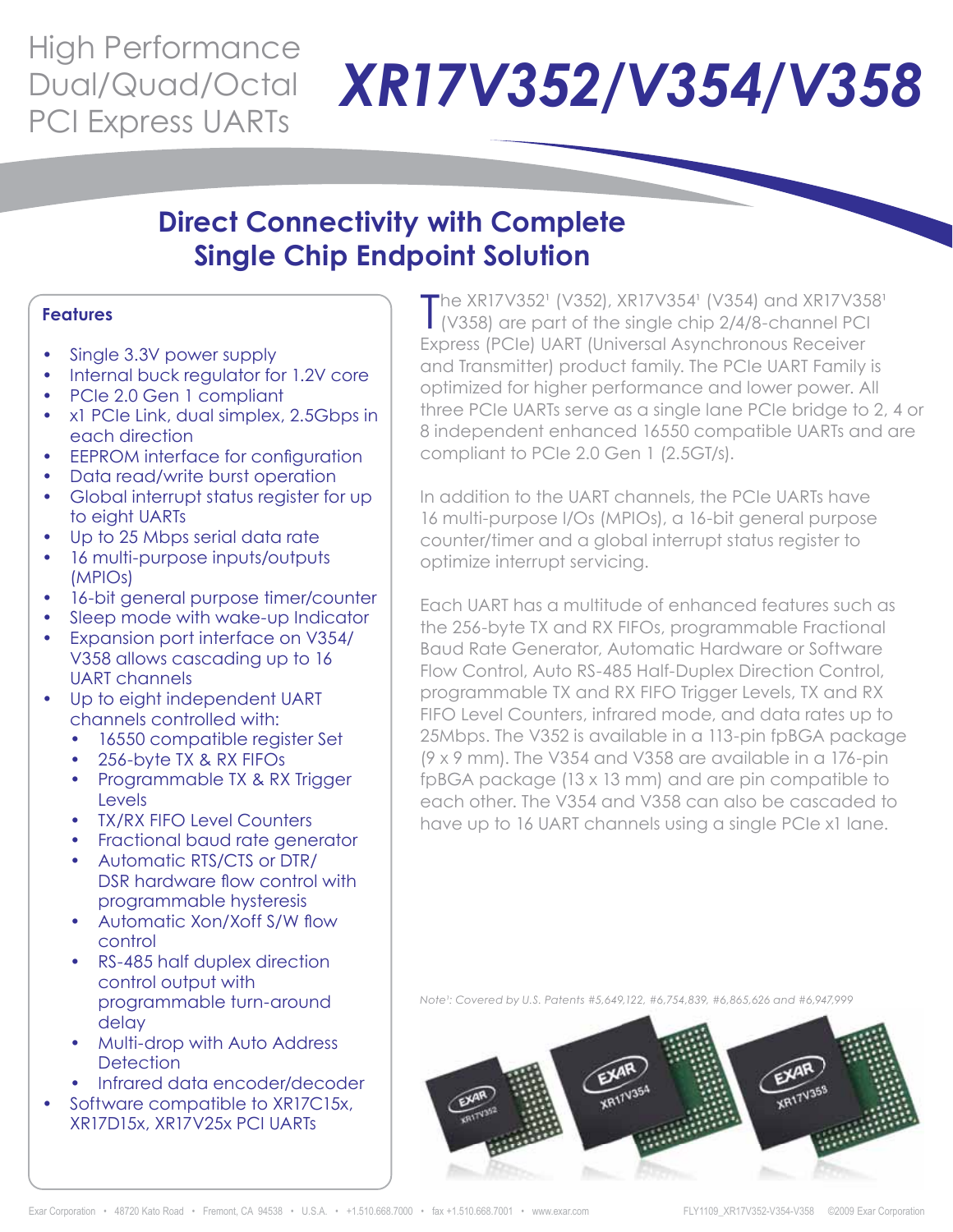High Performance Dual/Quad/Octal PCI Express UARTs

# XR17V352/V354/V358

## Direct Connectivity with Complete Single Chip Endpoint Solution

### Features

- Single 3.3V power supply
- Internal buck regulator for 1.2V core
- PCIe 2.0 Gen 1 compliant
- x1 PCIe Link, dual simplex, 2.5Gbps in each direction
- EEPROM interface for configuration
- Data read/write burst operation
- Global interrupt status register for up to eight UARTs
- Up to 25 Mbps serial data rate
- 16 multi-purpose inputs/outputs (MPIOs)
- 16-bit general purpose timer/counter
- Sleep mode with wake-up Indicator
- Expansion port interface on V354/V358 allows cascading up to 16 UART channels
- Up to eight independent UART channels controlled with:
  - 16550 compatible register Set
  - 256-byte TX & RX FIFOs
  - Programmable TX & RX Trigger Levels
  - TX/RX FIFO Level Counters
  - Fractional baud rate generator
  - Automatic RTS/CTS or DTR/DSR hardware flow control with programmable hysteresis
  - Automatic Xon/Xoff S/W flow control
  - RS-485 half duplex direction control output with programmable turn-around delay
  - Multi-drop with Auto Address Detection
  - Infrared data encoder/decoder
- Software compatible to XR17C15x, XR17D15x, XR17V25x PCI UARTs

The XR17V352[1] (V352), XR17V354[1] (V354) and XR17V358[1] (V358) are part of the single chip 2/4/8-channel PCI Express (PCIe) UART (Universal Asynchronous Receiver and Transmitter) product family. The PCIe UART Family is optimized for higher performance and lower power. All three PCIe UARTs serve as a single lane PCIe bridge to 2, 4 or 8 independent enhanced 16550 compatible UARTs and are compliant to PCIe 2.0 Gen 1 (2.5GT/s).

In addition to the UART channels, the PCIe UARTs have 16 multi-purpose I/Os (MPIOs), a 16-bit general purpose counter/timer and a global interrupt status register to optimize interrupt servicing.

Each UART has a multitude of enhanced features such as the 256-byte TX and RX FIFOs, programmable Fractional Baud Rate Generator, Automatic Hardware or Software Flow Control, Auto RS-485 Half-Duplex Direction Control, programmable TX and RX FIFO Trigger Levels, TX and RX FIFO Level Counters, infrared mode, and data rates up to 25Mbps. The V352 is available in a 113-pin fpBGA package (9 x 9 mm). The V354 and V358 are available in a 176-pin fpBGA package (13 x 13 mm) and are pin compatible to each other. The V354 and V358 can also be cascaded to have up to 16 UART channels using a single PCIe x1 lane.

*Note[1]: Covered by U.S. Patents #5,649,122, #6,754,839, #6,865,626 and #6,947,999*

Exar Corporation • 48720 Kato Road • Fremont, CA 94538 • U.S.A. • +1.510.668.7000 • fax +1.510.668.7001 • www.exar.com

FLY1109_XR17V352-V354-V358 ©2009 Exar Corporation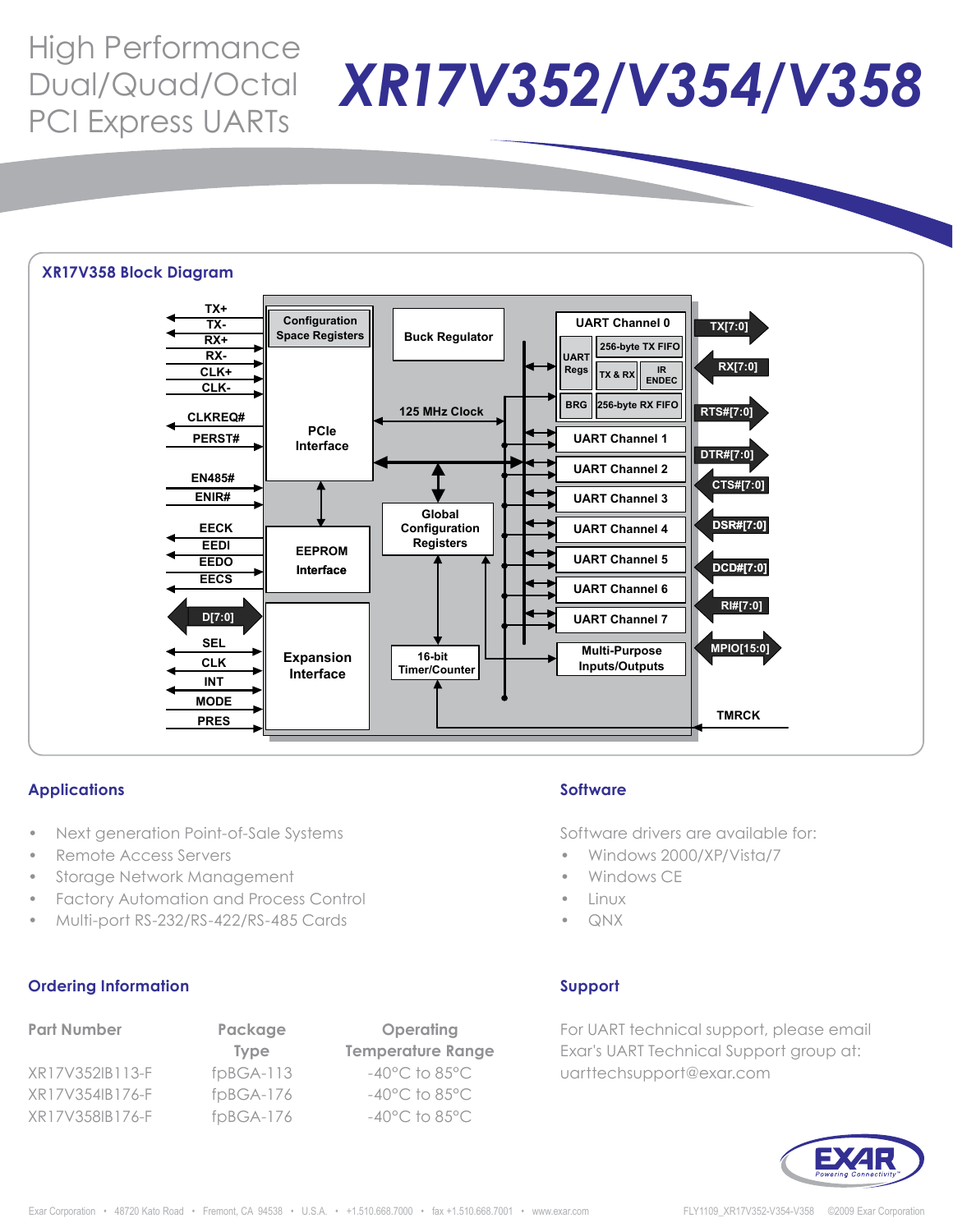High Performance Dual/Quad/Octal PCI Express UARTs

# XR17V352/V354/V358

## XR17V358 Block Diagram

TX+
TX-
RX+
RX-
CLK+
CLK-
CLKREQ#
PERST#
EN485#
ENIR#
EECK
EEDI
EEDO
EECS
D[7:0]
SEL
CLK
INT
MODE
PRES

Configuration Space Registers
PCIe Interface
EEPROM Interface
Expansion Interface
Buck Regulator
125 MHz Clock
Global Configuration Registers
16-bit Timer/Counter

UART Channel 0
UART Regs
256-byte TX FIFO
TX & RX
IR ENDEC
BRG
256-byte RX FIFO
UART Channel 1
UART Channel 2
UART Channel 3
UART Channel 4
UART Channel 5
UART Channel 6
UART Channel 7
Multi-Purpose Inputs/Outputs

TX[7:0]
RX[7:0]
RTS#[7:0]
DTR#[7:0]
CTS#[7:0]
DSR#[7:0]
DCD#[7:0]
RI#[7:0]
MPIO[15:0]
TMRCK

## Applications

- Next generation Point-of-Sale Systems
- Remote Access Servers
- Storage Network Management
- Factory Automation and Process Control
- Multi-port RS-232/RS-422/RS-485 Cards

## Software

Software drivers are available for:

- Windows 2000/XP/Vista/7
- Windows CE
- Linux
- QNX

## Ordering Information

| Part Number | Package Type | Operating Temperature Range |
|---|---|---|
| XR17V352IB113-F | fpBGA-113 | -40°C to 85°C |
| XR17V354IB176-F | fpBGA-176 | -40°C to 85°C |
| XR17V358IB176-F | fpBGA-176 | -40°C to 85°C |

## Support

For UART technical support, please email Exar's UART Technical Support group at: uarttechsupport@exar.com

EXAR Powering Connectivity

Exar Corporation • 48720 Kato Road • Fremont, CA 94538 • U.S.A. • +1.510.668.7000 • fax +1.510.668.7001 • www.exar.com

FLY1109_XR17V352-V354-V358 ©2009 Exar Corporation